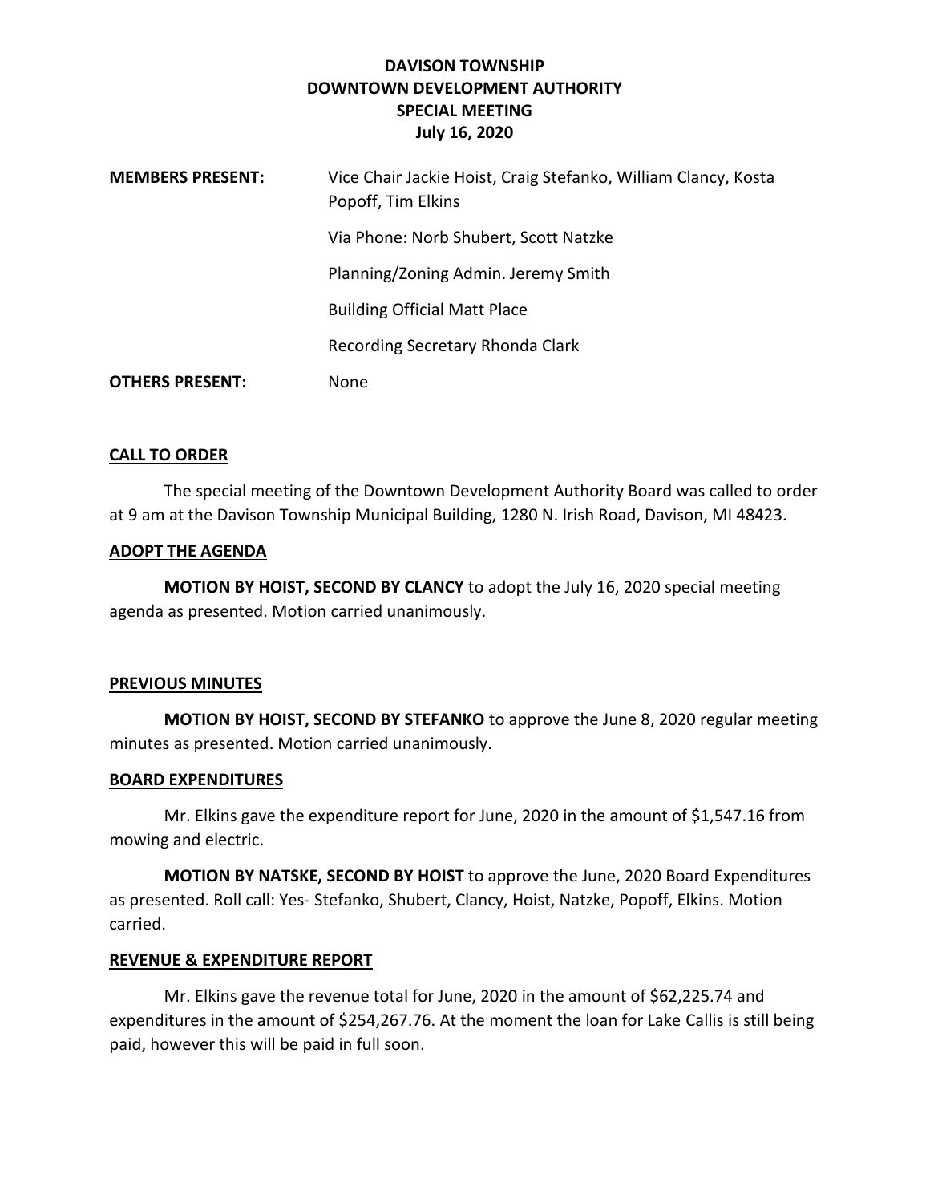# DAVISON TOWNSHIP
# DOWNTOWN DEVELOPMENT AUTHORITY
# SPECIAL MEETING
# July 16, 2020

| | |
|---|---|
| **MEMBERS PRESENT:** | Vice Chair Jackie Hoist, Craig Stefanko, William Clancy, Kosta Popoff, Tim Elkins |
| | Via Phone: Norb Shubert, Scott Natzke |
| | Planning/Zoning Admin. Jeremy Smith |
| | Building Official Matt Place |
| | Recording Secretary Rhonda Clark |
| **OTHERS PRESENT:** | None |

## CALL TO ORDER

The special meeting of the Downtown Development Authority Board was called to order at 9 am at the Davison Township Municipal Building, 1280 N. Irish Road, Davison, MI 48423.

## ADOPT THE AGENDA

**MOTION BY HOIST, SECOND BY CLANCY** to adopt the July 16, 2020 special meeting agenda as presented. Motion carried unanimously.

## PREVIOUS MINUTES

**MOTION BY HOIST, SECOND BY STEFANKO** to approve the June 8, 2020 regular meeting minutes as presented. Motion carried unanimously.

## BOARD EXPENDITURES

Mr. Elkins gave the expenditure report for June, 2020 in the amount of $1,547.16 from mowing and electric.

**MOTION BY NATSKE, SECOND BY HOIST** to approve the June, 2020 Board Expenditures as presented. Roll call: Yes- Stefanko, Shubert, Clancy, Hoist, Natzke, Popoff, Elkins. Motion carried.

## REVENUE & EXPENDITURE REPORT

Mr. Elkins gave the revenue total for June, 2020 in the amount of $62,225.74 and expenditures in the amount of $254,267.76. At the moment the loan for Lake Callis is still being paid, however this will be paid in full soon.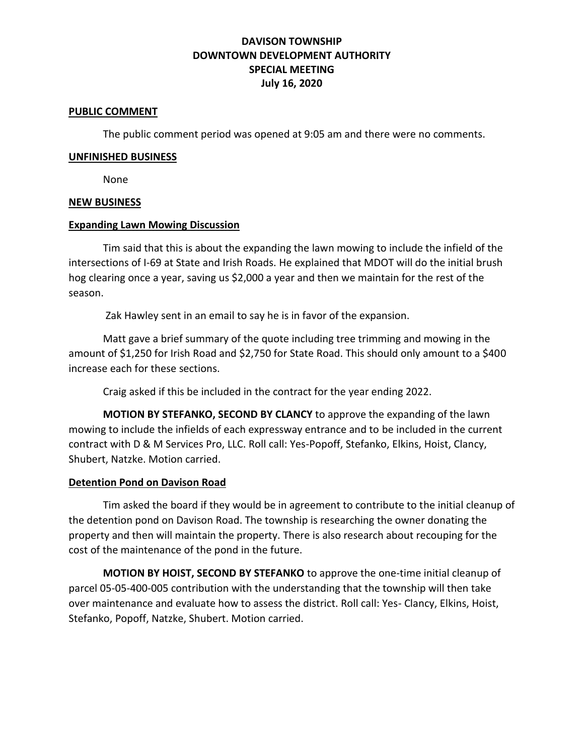# DAVISON TOWNSHIP
# DOWNTOWN DEVELOPMENT AUTHORITY
# SPECIAL MEETING
# July 16, 2020

## PUBLIC COMMENT

The public comment period was opened at 9:05 am and there were no comments.

## UNFINISHED BUSINESS

None

## NEW BUSINESS

### Expanding Lawn Mowing Discussion

Tim said that this is about the expanding the lawn mowing to include the infield of the intersections of I-69 at State and Irish Roads. He explained that MDOT will do the initial brush hog clearing once a year, saving us $2,000 a year and then we maintain for the rest of the season.

Zak Hawley sent in an email to say he is in favor of the expansion.

Matt gave a brief summary of the quote including tree trimming and mowing in the amount of $1,250 for Irish Road and $2,750 for State Road. This should only amount to a $400 increase each for these sections.

Craig asked if this be included in the contract for the year ending 2022.

**MOTION BY STEFANKO, SECOND BY CLANCY** to approve the expanding of the lawn mowing to include the infields of each expressway entrance and to be included in the current contract with D & M Services Pro, LLC. Roll call: Yes-Popoff, Stefanko, Elkins, Hoist, Clancy, Shubert, Natzke. Motion carried.

### Detention Pond on Davison Road

Tim asked the board if they would be in agreement to contribute to the initial cleanup of the detention pond on Davison Road. The township is researching the owner donating the property and then will maintain the property. There is also research about recouping for the cost of the maintenance of the pond in the future.

**MOTION BY HOIST, SECOND BY STEFANKO** to approve the one-time initial cleanup of parcel 05-05-400-005 contribution with the understanding that the township will then take over maintenance and evaluate how to assess the district. Roll call: Yes- Clancy, Elkins, Hoist, Stefanko, Popoff, Natzke, Shubert. Motion carried.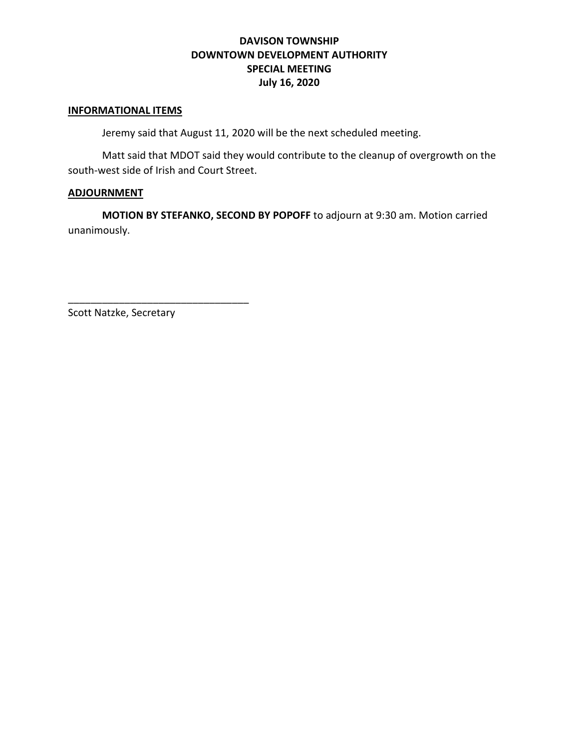**DAVISON TOWNSHIP**
**DOWNTOWN DEVELOPMENT AUTHORITY**
**SPECIAL MEETING**
**July 16, 2020**

## INFORMATIONAL ITEMS

Jeremy said that August 11, 2020 will be the next scheduled meeting.

Matt said that MDOT said they would contribute to the cleanup of overgrowth on the south-west side of Irish and Court Street.

## ADJOURNMENT

**MOTION BY STEFANKO, SECOND BY POPOFF** to adjourn at 9:30 am. Motion carried unanimously.

________________________________

Scott Natzke, Secretary